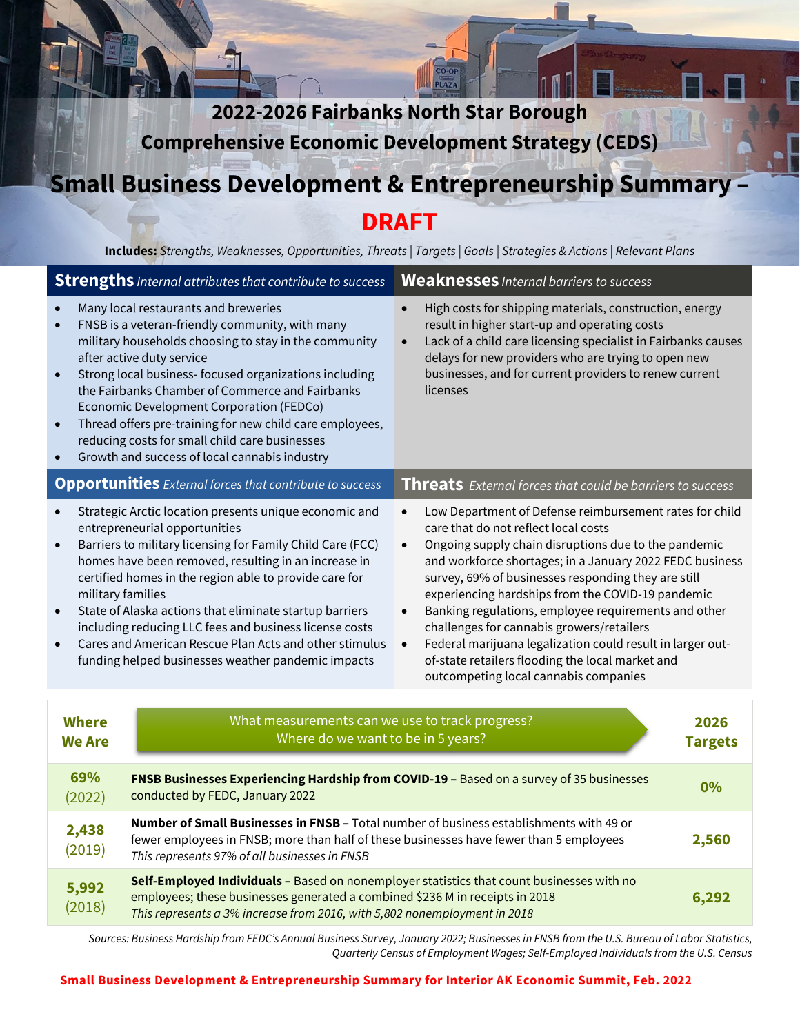# 2022-2026 Fairbanks North Star Borough Comprehensive Economic Development Strategy (CEDS)

## Small Business Development & Entrepreneurship Summary – DRAFT

**Includes:** *Strengths, Weaknesses, Opportunities, Threats | Targets | Goals | Strategies & Actions | Relevant Plans*

### Strengths *Internal attributes that contribute to success*

- Many local restaurants and breweries
- FNSB is a veteran-friendly community, with many military households choosing to stay in the community after active duty service
- Strong local business- focused organizations including the Fairbanks Chamber of Commerce and Fairbanks Economic Development Corporation (FEDCo)
- Thread offers pre-training for new child care employees, reducing costs for small child care businesses
- Growth and success of local cannabis industry

### Weaknesses *Internal barriers to success*

- High costs for shipping materials, construction, energy result in higher start-up and operating costs
- Lack of a child care licensing specialist in Fairbanks causes delays for new providers who are trying to open new businesses, and for current providers to renew current licenses

### Opportunities *External forces that contribute to success*

- Strategic Arctic location presents unique economic and entrepreneurial opportunities
- Barriers to military licensing for Family Child Care (FCC) homes have been removed, resulting in an increase in certified homes in the region able to provide care for military families
- State of Alaska actions that eliminate startup barriers including reducing LLC fees and business license costs
- Cares and American Rescue Plan Acts and other stimulus funding helped businesses weather pandemic impacts

### Threats *External forces that could be barriers to success*

- Low Department of Defense reimbursement rates for child care that do not reflect local costs
- Ongoing supply chain disruptions due to the pandemic and workforce shortages; in a January 2022 FEDC business survey, 69% of businesses responding they are still experiencing hardships from the COVID-19 pandemic
- Banking regulations, employee requirements and other challenges for cannabis growers/retailers
- Federal marijuana legalization could result in larger out-of-state retailers flooding the local market and outcompeting local cannabis companies

| Where We Are | What measurements can we use to track progress? Where do we want to be in 5 years? | 2026 Targets |
|---|---|---|
| 69% (2022) | **FNSB Businesses Experiencing Hardship from COVID-19 –** Based on a survey of 35 businesses conducted by FEDC, January 2022 | 0% |
| 2,438 (2019) | **Number of Small Businesses in FNSB –** Total number of business establishments with 49 or fewer employees in FNSB; more than half of these businesses have fewer than 5 employees *This represents 97% of all businesses in FNSB* | 2,560 |
| 5,992 (2018) | **Self-Employed Individuals –** Based on nonemployer statistics that count businesses with no employees; these businesses generated a combined $236 M in receipts in 2018 *This represents a 3% increase from 2016, with 5,802 nonemployment in 2018* | 6,292 |

*Sources: Business Hardship from FEDC's Annual Business Survey, January 2022; Businesses in FNSB from the U.S. Bureau of Labor Statistics, Quarterly Census of Employment Wages; Self-Employed Individuals from the U.S. Census*

**Small Business Development & Entrepreneurship Summary for Interior AK Economic Summit, Feb. 2022**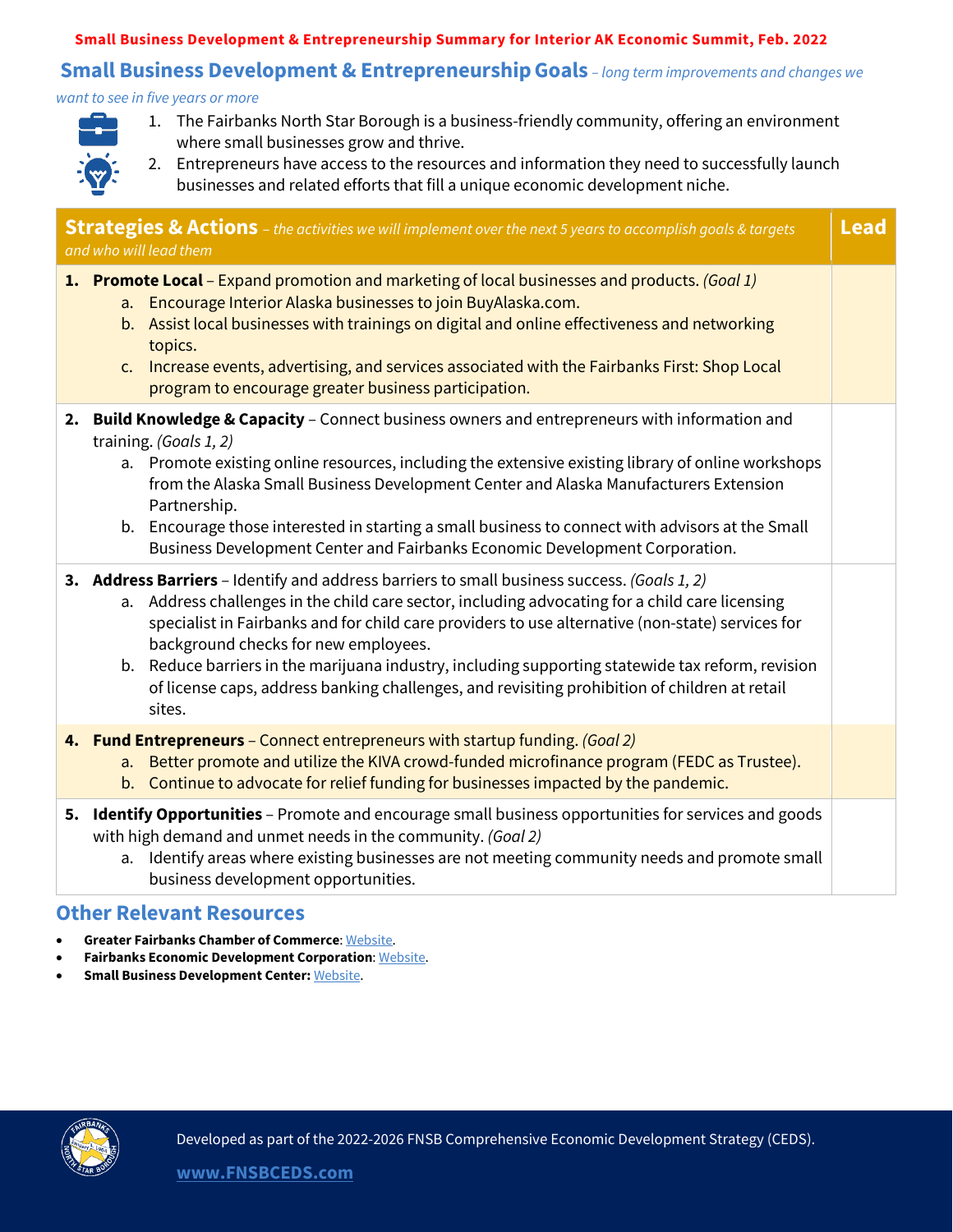**Small Business Development & Entrepreneurship Summary for Interior AK Economic Summit, Feb. 2022**

## Small Business Development & Entrepreneurship Goals – *long term improvements and changes we want to see in five years or more*

1. The Fairbanks North Star Borough is a business-friendly community, offering an environment where small businesses grow and thrive.
2. Entrepreneurs have access to the resources and information they need to successfully launch businesses and related efforts that fill a unique economic development niche.

| **Strategies & Actions** – *the activities we will implement over the next 5 years to accomplish goals & targets and who will lead them* | **Lead** |
|---|---|
| **1. Promote Local** – Expand promotion and marketing of local businesses and products. *(Goal 1)*<br>a. Encourage Interior Alaska businesses to join BuyAlaska.com.<br>b. Assist local businesses with trainings on digital and online effectiveness and networking topics.<br>c. Increase events, advertising, and services associated with the Fairbanks First: Shop Local program to encourage greater business participation. | |
| **2. Build Knowledge & Capacity** – Connect business owners and entrepreneurs with information and training. *(Goals 1, 2)*<br>a. Promote existing online resources, including the extensive existing library of online workshops from the Alaska Small Business Development Center and Alaska Manufacturers Extension Partnership.<br>b. Encourage those interested in starting a small business to connect with advisors at the Small Business Development Center and Fairbanks Economic Development Corporation. | |
| **3. Address Barriers** – Identify and address barriers to small business success. *(Goals 1, 2)*<br>a. Address challenges in the child care sector, including advocating for a child care licensing specialist in Fairbanks and for child care providers to use alternative (non-state) services for background checks for new employees.<br>b. Reduce barriers in the marijuana industry, including supporting statewide tax reform, revision of license caps, address banking challenges, and revisiting prohibition of children at retail sites. | |
| **4. Fund Entrepreneurs** – Connect entrepreneurs with startup funding. *(Goal 2)*<br>a. Better promote and utilize the KIVA crowd-funded microfinance program (FEDC as Trustee).<br>b. Continue to advocate for relief funding for businesses impacted by the pandemic. | |
| **5. Identify Opportunities** – Promote and encourage small business opportunities for services and goods with high demand and unmet needs in the community. *(Goal 2)*<br>a. Identify areas where existing businesses are not meeting community needs and promote small business development opportunities. | |

## Other Relevant Resources

- **Greater Fairbanks Chamber of Commerce**: Website.
- **Fairbanks Economic Development Corporation**: Website.
- **Small Business Development Center:** Website.

Developed as part of the 2022-2026 FNSB Comprehensive Economic Development Strategy (CEDS).

**www.FNSBCEDS.com**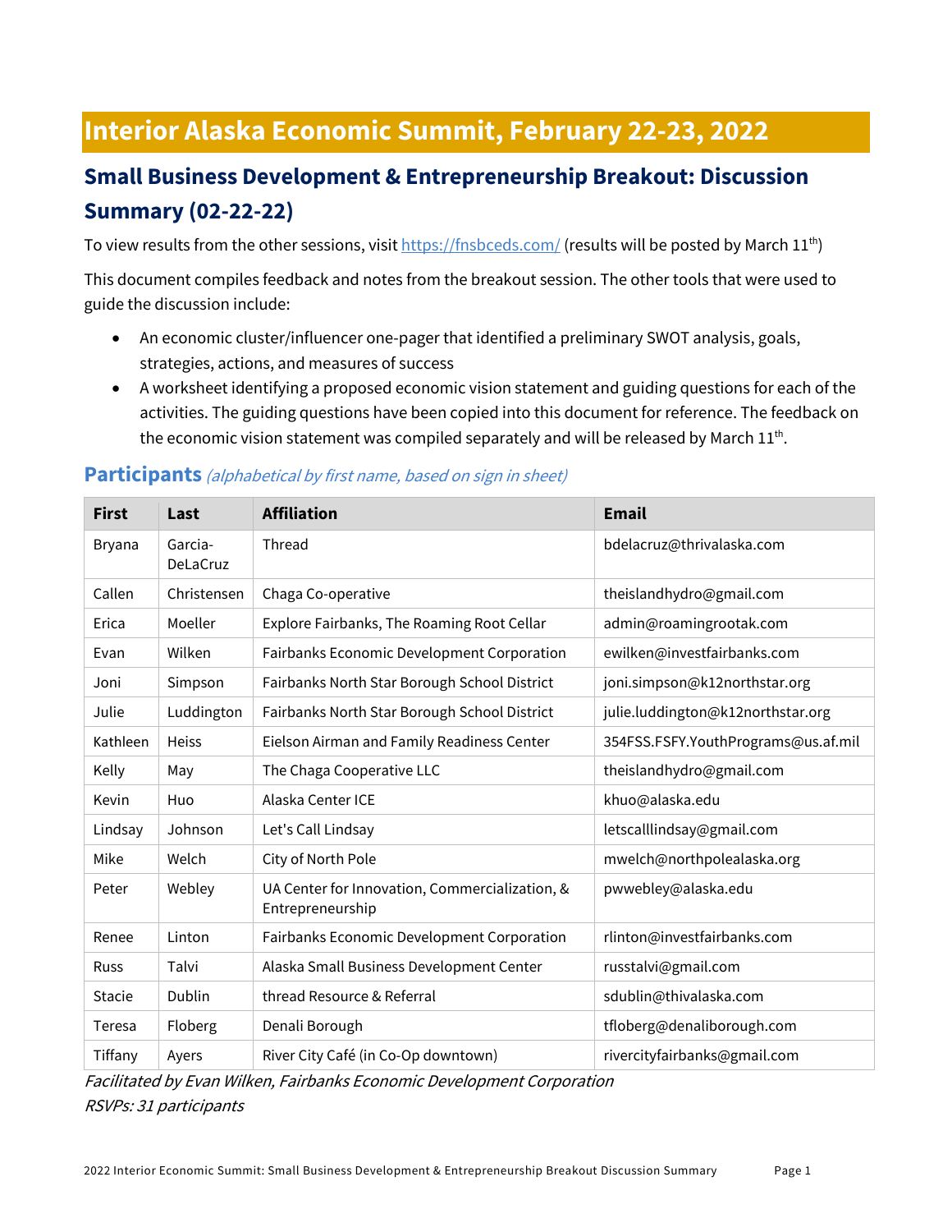# Interior Alaska Economic Summit, February 22-23, 2022

## Small Business Development & Entrepreneurship Breakout: Discussion Summary (02-22-22)

To view results from the other sessions, visit https://fnsbceds.com/ (results will be posted by March 11th)

This document compiles feedback and notes from the breakout session. The other tools that were used to guide the discussion include:

- An economic cluster/influencer one-pager that identified a preliminary SWOT analysis, goals, strategies, actions, and measures of success
- A worksheet identifying a proposed economic vision statement and guiding questions for each of the activities. The guiding questions have been copied into this document for reference. The feedback on the economic vision statement was compiled separately and will be released by March 11th.

### Participants *(alphabetical by first name, based on sign in sheet)*

| First | Last | Affiliation | Email |
|---|---|---|---|
| Bryana | Garcia-DeLaCruz | Thread | bdelacruz@thrivalaska.com |
| Callen | Christensen | Chaga Co-operative | theislandhydro@gmail.com |
| Erica | Moeller | Explore Fairbanks, The Roaming Root Cellar | admin@roamingrootak.com |
| Evan | Wilken | Fairbanks Economic Development Corporation | ewilken@investfairbanks.com |
| Joni | Simpson | Fairbanks North Star Borough School District | joni.simpson@k12northstar.org |
| Julie | Luddington | Fairbanks North Star Borough School District | julie.luddington@k12northstar.org |
| Kathleen | Heiss | Eielson Airman and Family Readiness Center | 354FSS.FSFY.YouthPrograms@us.af.mil |
| Kelly | May | The Chaga Cooperative LLC | theislandhydro@gmail.com |
| Kevin | Huo | Alaska Center ICE | khuo@alaska.edu |
| Lindsay | Johnson | Let's Call Lindsay | letscalllindsay@gmail.com |
| Mike | Welch | City of North Pole | mwelch@northpolealaska.org |
| Peter | Webley | UA Center for Innovation, Commercialization, & Entrepreneurship | pwwebley@alaska.edu |
| Renee | Linton | Fairbanks Economic Development Corporation | rlinton@investfairbanks.com |
| Russ | Talvi | Alaska Small Business Development Center | russtalvi@gmail.com |
| Stacie | Dublin | thread Resource & Referral | sdublin@thivalaska.com |
| Teresa | Floberg | Denali Borough | tfloberg@denaliborough.com |
| Tiffany | Ayers | River City Café (in Co-Op downtown) | rivercityfairbanks@gmail.com |

*Facilitated by Evan Wilken, Fairbanks Economic Development Corporation*

*RSVPs: 31 participants*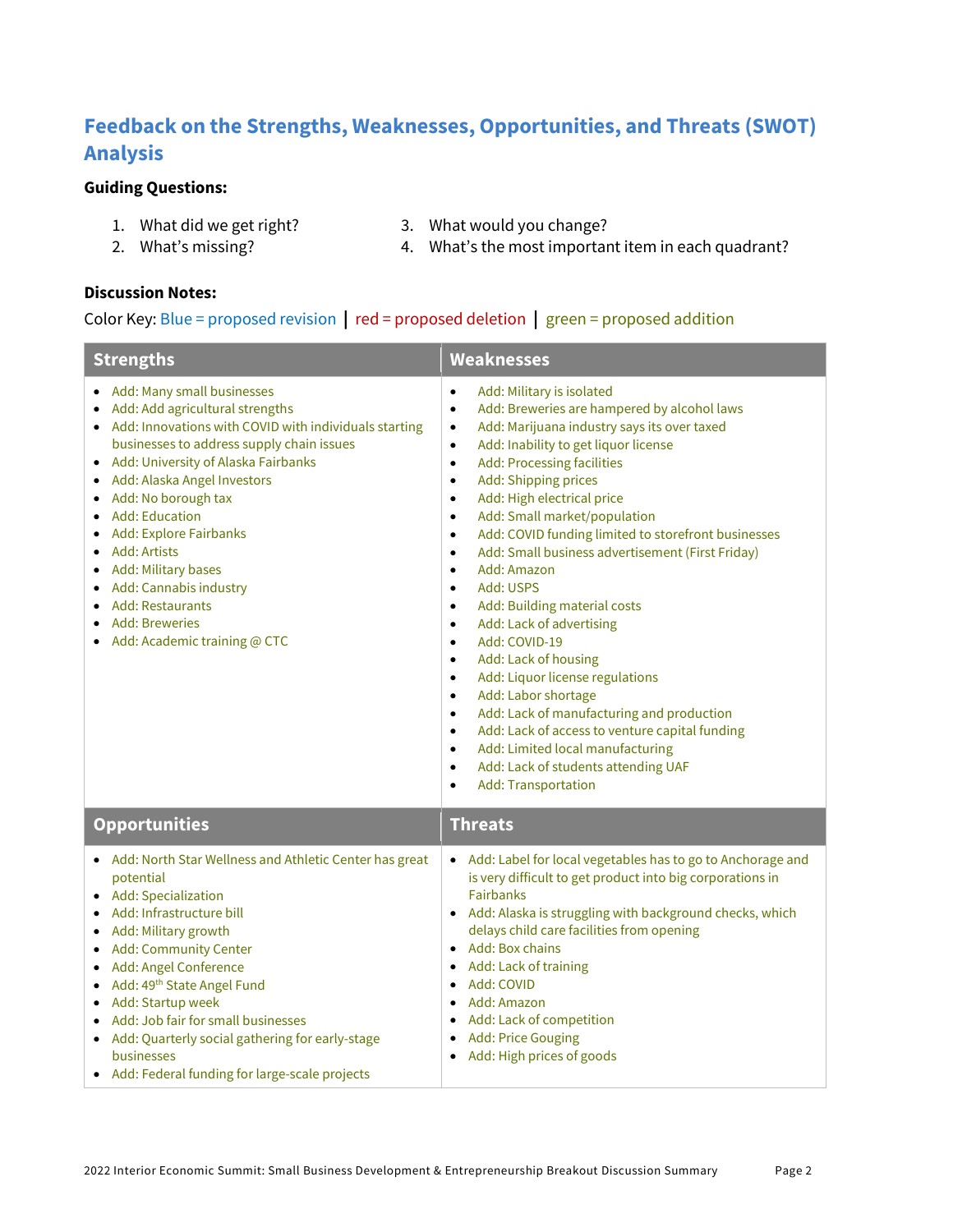## Feedback on the Strengths, Weaknesses, Opportunities, and Threats (SWOT) Analysis

**Guiding Questions:**

1. What did we get right?
2. What's missing?
3. What would you change?
4. What's the most important item in each quadrant?

**Discussion Notes:**

Color Key: Blue = proposed revision | red = proposed deletion | green = proposed addition

### Strengths

- Add: Many small businesses
- Add: Add agricultural strengths
- Add: Innovations with COVID with individuals starting businesses to address supply chain issues
- Add: University of Alaska Fairbanks
- Add: Alaska Angel Investors
- Add: No borough tax
- Add: Education
- Add: Explore Fairbanks
- Add: Artists
- Add: Military bases
- Add: Cannabis industry
- Add: Restaurants
- Add: Breweries
- Add: Academic training @ CTC

### Weaknesses

- Add: Military is isolated
- Add: Breweries are hampered by alcohol laws
- Add: Marijuana industry says its over taxed
- Add: Inability to get liquor license
- Add: Processing facilities
- Add: Shipping prices
- Add: High electrical price
- Add: Small market/population
- Add: COVID funding limited to storefront businesses
- Add: Small business advertisement (First Friday)
- Add: Amazon
- Add: USPS
- Add: Building material costs
- Add: Lack of advertising
- Add: COVID-19
- Add: Lack of housing
- Add: Liquor license regulations
- Add: Labor shortage
- Add: Lack of manufacturing and production
- Add: Lack of access to venture capital funding
- Add: Limited local manufacturing
- Add: Lack of students attending UAF
- Add: Transportation

### Opportunities

- Add: North Star Wellness and Athletic Center has great potential
- Add: Specialization
- Add: Infrastructure bill
- Add: Military growth
- Add: Community Center
- Add: Angel Conference
- Add: 49th State Angel Fund
- Add: Startup week
- Add: Job fair for small businesses
- Add: Quarterly social gathering for early-stage businesses
- Add: Federal funding for large-scale projects

### Threats

- Add: Label for local vegetables has to go to Anchorage and is very difficult to get product into big corporations in Fairbanks
- Add: Alaska is struggling with background checks, which delays child care facilities from opening
- Add: Box chains
- Add: Lack of training
- Add: COVID
- Add: Amazon
- Add: Lack of competition
- Add: Price Gouging
- Add: High prices of goods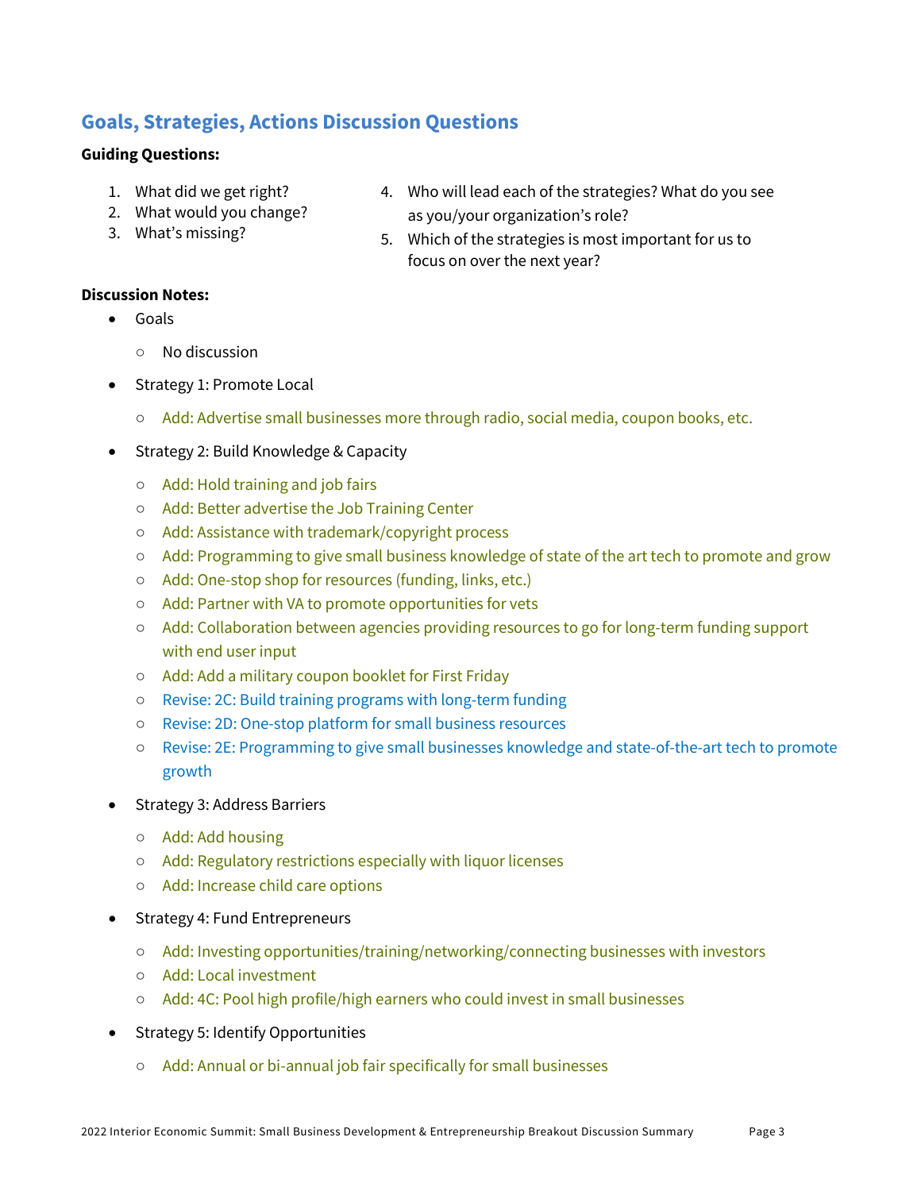## Goals, Strategies, Actions Discussion Questions

**Guiding Questions:**

1. What did we get right?
2. What would you change?
3. What's missing?
4. Who will lead each of the strategies? What do you see as you/your organization's role?
5. Which of the strategies is most important for us to focus on over the next year?

**Discussion Notes:**

- Goals
  - No discussion
- Strategy 1: Promote Local
  - Add: Advertise small businesses more through radio, social media, coupon books, etc.
- Strategy 2: Build Knowledge & Capacity
  - Add: Hold training and job fairs
  - Add: Better advertise the Job Training Center
  - Add: Assistance with trademark/copyright process
  - Add: Programming to give small business knowledge of state of the art tech to promote and grow
  - Add: One-stop shop for resources (funding, links, etc.)
  - Add: Partner with VA to promote opportunities for vets
  - Add: Collaboration between agencies providing resources to go for long-term funding support with end user input
  - Add: Add a military coupon booklet for First Friday
  - Revise: 2C: Build training programs with long-term funding
  - Revise: 2D: One-stop platform for small business resources
  - Revise: 2E: Programming to give small businesses knowledge and state-of-the-art tech to promote growth
- Strategy 3: Address Barriers
  - Add: Add housing
  - Add: Regulatory restrictions especially with liquor licenses
  - Add: Increase child care options
- Strategy 4: Fund Entrepreneurs
  - Add: Investing opportunities/training/networking/connecting businesses with investors
  - Add: Local investment
  - Add: 4C: Pool high profile/high earners who could invest in small businesses
- Strategy 5: Identify Opportunities
  - Add: Annual or bi-annual job fair specifically for small businesses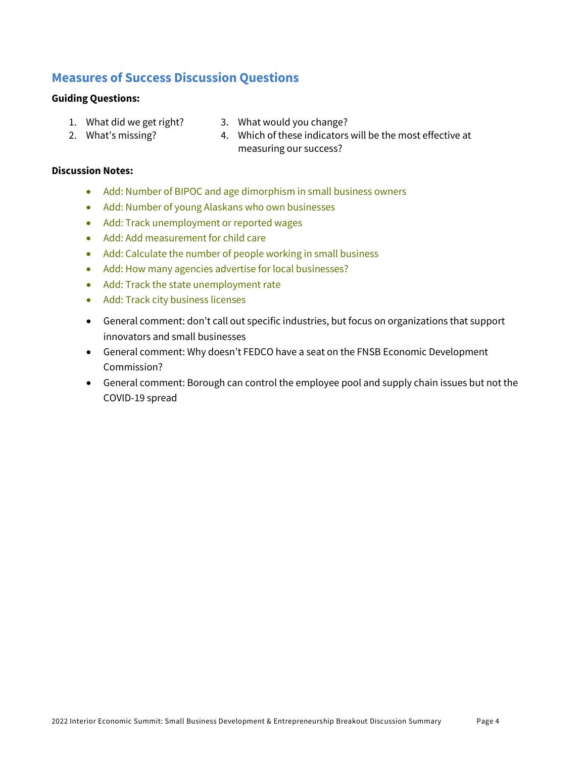## Measures of Success Discussion Questions

**Guiding Questions:**

1. What did we get right?
2. What's missing?
3. What would you change?
4. Which of these indicators will be the most effective at measuring our success?

**Discussion Notes:**

- Add: Number of BIPOC and age dimorphism in small business owners
- Add: Number of young Alaskans who own businesses
- Add: Track unemployment or reported wages
- Add: Add measurement for child care
- Add: Calculate the number of people working in small business
- Add: How many agencies advertise for local businesses?
- Add: Track the state unemployment rate
- Add: Track city business licenses

- General comment: don't call out specific industries, but focus on organizations that support innovators and small businesses
- General comment: Why doesn't FEDCO have a seat on the FNSB Economic Development Commission?
- General comment: Borough can control the employee pool and supply chain issues but not the COVID-19 spread